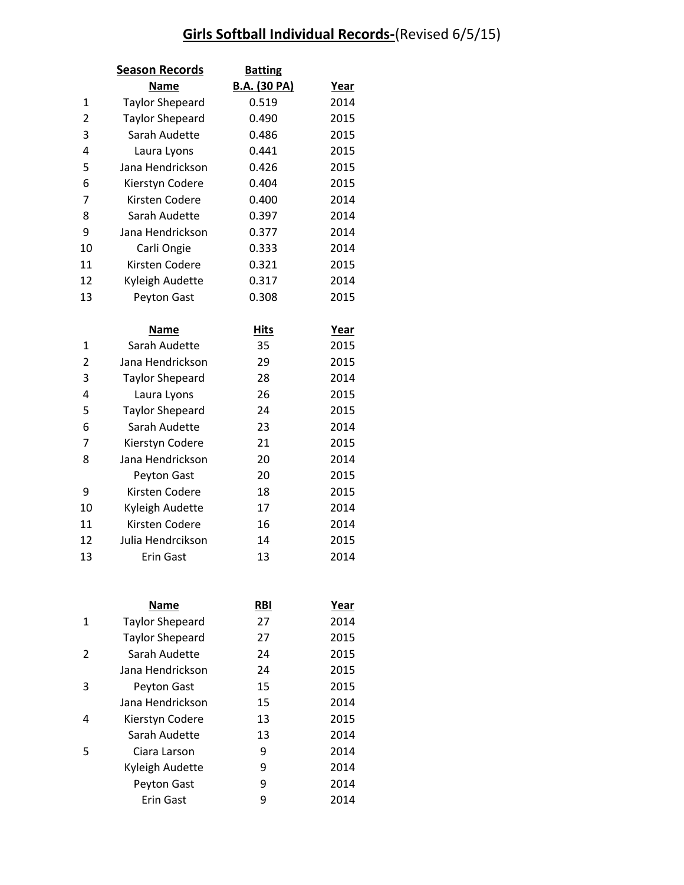# **Girls Softball Individual Records-**(Revised 6/5/15)

**Season Records** — **Batting**

| | Name | B.A. (30 PA) | Year |
|---|---|---|---|
| 1 | Taylor Sheperd | 0.519 | 2014 |
| 2 | Taylor Sheperd | 0.490 | 2015 |
| 3 | Sarah Audette | 0.486 | 2015 |
| 4 | Laura Lyons | 0.441 | 2015 |
| 5 | Jana Hendrickson | 0.426 | 2015 |
| 6 | Kierstyn Codere | 0.404 | 2015 |
| 7 | Kirsten Codere | 0.400 | 2014 |
| 8 | Sarah Audette | 0.397 | 2014 |
| 9 | Jana Hendrickson | 0.377 | 2014 |
| 10 | Carli Ongie | 0.333 | 2014 |
| 11 | Kirsten Codere | 0.321 | 2015 |
| 12 | Kyleigh Audette | 0.317 | 2014 |
| 13 | Peyton Gast | 0.308 | 2015 |

| | Name | Hits | Year |
|---|---|---|---|
| 1 | Sarah Audette | 35 | 2015 |
| 2 | Jana Hendrickson | 29 | 2015 |
| 3 | Taylor Sheperd | 28 | 2014 |
| 4 | Laura Lyons | 26 | 2015 |
| 5 | Taylor Sheperd | 24 | 2015 |
| 6 | Sarah Audette | 23 | 2014 |
| 7 | Kierstyn Codere | 21 | 2015 |
| 8 | Jana Hendrickson | 20 | 2014 |
| | Peyton Gast | 20 | 2015 |
| 9 | Kirsten Codere | 18 | 2015 |
| 10 | Kyleigh Audette | 17 | 2014 |
| 11 | Kirsten Codere | 16 | 2014 |
| 12 | Julia Hendrcikson | 14 | 2015 |
| 13 | Erin Gast | 13 | 2014 |

| | Name | RBI | Year |
|---|---|---|---|
| 1 | Taylor Sheperd | 27 | 2014 |
| | Taylor Sheperd | 27 | 2015 |
| 2 | Sarah Audette | 24 | 2015 |
| | Jana Hendrickson | 24 | 2015 |
| 3 | Peyton Gast | 15 | 2015 |
| | Jana Hendrickson | 15 | 2014 |
| 4 | Kierstyn Codere | 13 | 2015 |
| | Sarah Audette | 13 | 2014 |
| 5 | Ciara Larson | 9 | 2014 |
| | Kyleigh Audette | 9 | 2014 |
| | Peyton Gast | 9 | 2014 |
| | Erin Gast | 9 | 2014 |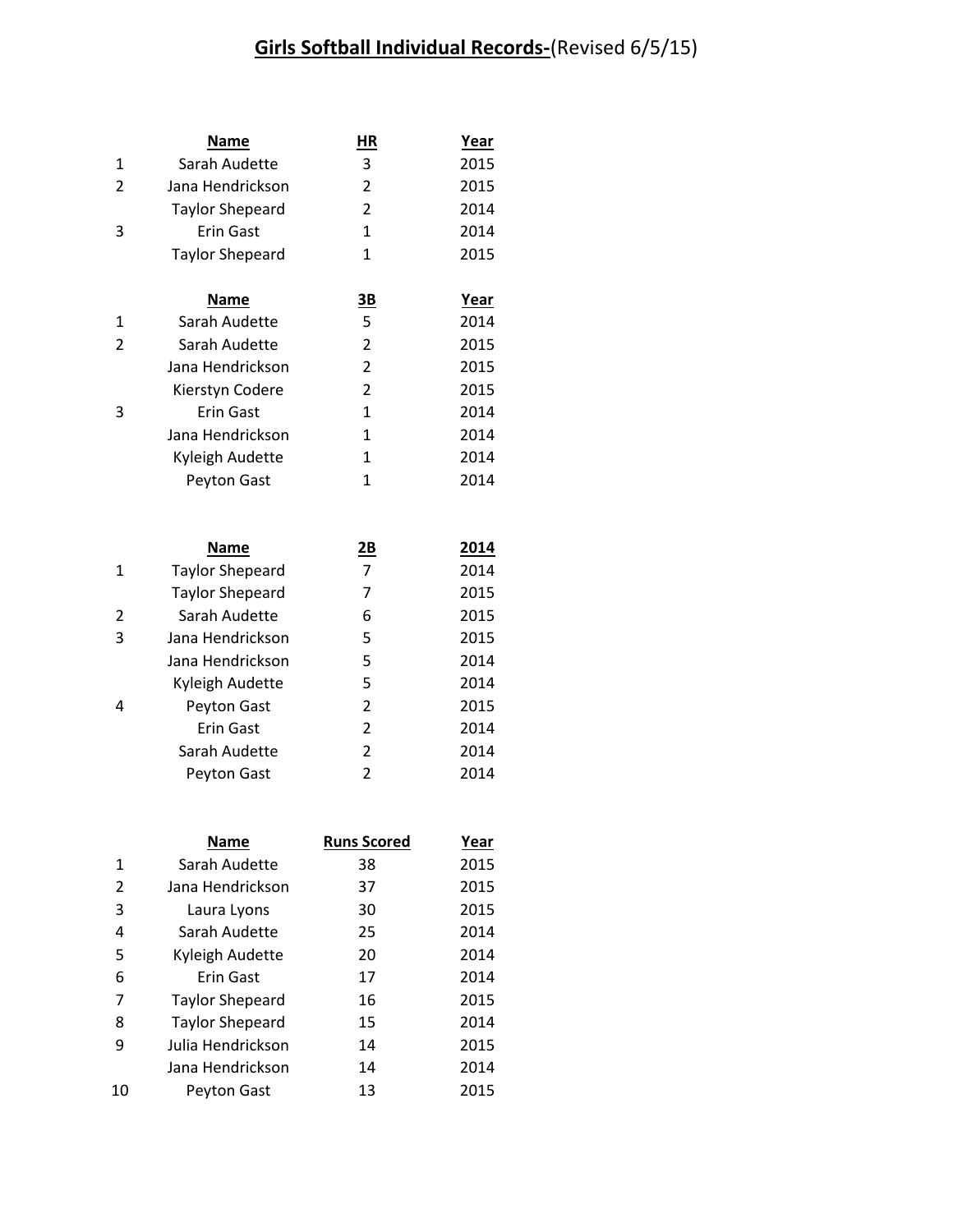# **Girls Softball Individual Records-**(Revised 6/5/15)

| | Name | HR | Year |
|---|---|---|---|
| 1 | Sarah Audette | 3 | 2015 |
| 2 | Jana Hendrickson | 2 | 2015 |
| | Taylor Shepeard | 2 | 2014 |
| 3 | Erin Gast | 1 | 2014 |
| | Taylor Shepeard | 1 | 2015 |

| | Name | 3B | Year |
|---|---|---|---|
| 1 | Sarah Audette | 5 | 2014 |
| 2 | Sarah Audette | 2 | 2015 |
| | Jana Hendrickson | 2 | 2015 |
| | Kierstyn Codere | 2 | 2015 |
| 3 | Erin Gast | 1 | 2014 |
| | Jana Hendrickson | 1 | 2014 |
| | Kyleigh Audette | 1 | 2014 |
| | Peyton Gast | 1 | 2014 |

| | Name | 2B | 2014 |
|---|---|---|---|
| 1 | Taylor Shepeard | 7 | 2014 |
| | Taylor Shepeard | 7 | 2015 |
| 2 | Sarah Audette | 6 | 2015 |
| 3 | Jana Hendrickson | 5 | 2015 |
| | Jana Hendrickson | 5 | 2014 |
| | Kyleigh Audette | 5 | 2014 |
| 4 | Peyton Gast | 2 | 2015 |
| | Erin Gast | 2 | 2014 |
| | Sarah Audette | 2 | 2014 |
| | Peyton Gast | 2 | 2014 |

| | Name | Runs Scored | Year |
|---|---|---|---|
| 1 | Sarah Audette | 38 | 2015 |
| 2 | Jana Hendrickson | 37 | 2015 |
| 3 | Laura Lyons | 30 | 2015 |
| 4 | Sarah Audette | 25 | 2014 |
| 5 | Kyleigh Audette | 20 | 2014 |
| 6 | Erin Gast | 17 | 2014 |
| 7 | Taylor Shepeard | 16 | 2015 |
| 8 | Taylor Shepeard | 15 | 2014 |
| 9 | Julia Hendrickson | 14 | 2015 |
| | Jana Hendrickson | 14 | 2014 |
| 10 | Peyton Gast | 13 | 2015 |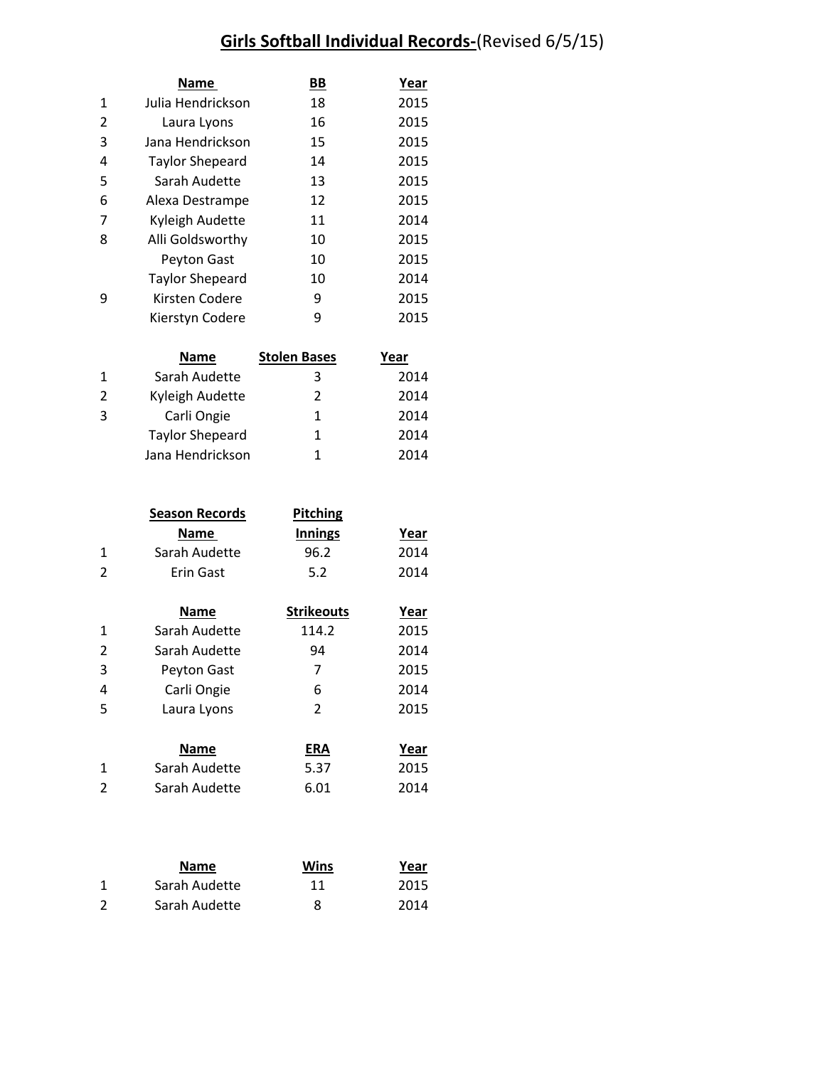## **Girls Softball Individual Records-**(Revised 6/5/15)

| | Name | BB | Year |
|---|---|---|---|
| 1 | Julia Hendrickson | 18 | 2015 |
| 2 | Laura Lyons | 16 | 2015 |
| 3 | Jana Hendrickson | 15 | 2015 |
| 4 | Taylor Shepeard | 14 | 2015 |
| 5 | Sarah Audette | 13 | 2015 |
| 6 | Alexa Destrampe | 12 | 2015 |
| 7 | Kyleigh Audette | 11 | 2014 |
| 8 | Alli Goldsworthy | 10 | 2015 |
| | Peyton Gast | 10 | 2015 |
| | Taylor Shepeard | 10 | 2014 |
| 9 | Kirsten Codere | 9 | 2015 |
| | Kierstyn Codere | 9 | 2015 |

| | Name | Stolen Bases | Year |
|---|---|---|---|
| 1 | Sarah Audette | 3 | 2014 |
| 2 | Kyleigh Audette | 2 | 2014 |
| 3 | Carli Ongie | 1 | 2014 |
| | Taylor Shepeard | 1 | 2014 |
| | Jana Hendrickson | 1 | 2014 |

| | Season Records | Pitching | |
|---|---|---|---|
| | Name | Innings | Year |
| 1 | Sarah Audette | 96.2 | 2014 |
| 2 | Erin Gast | 5.2 | 2014 |

| | Name | Strikeouts | Year |
|---|---|---|---|
| 1 | Sarah Audette | 114.2 | 2015 |
| 2 | Sarah Audette | 94 | 2014 |
| 3 | Peyton Gast | 7 | 2015 |
| 4 | Carli Ongie | 6 | 2014 |
| 5 | Laura Lyons | 2 | 2015 |

| | Name | ERA | Year |
|---|---|---|---|
| 1 | Sarah Audette | 5.37 | 2015 |
| 2 | Sarah Audette | 6.01 | 2014 |

| | Name | Wins | Year |
|---|---|---|---|
| 1 | Sarah Audette | 11 | 2015 |
| 2 | Sarah Audette | 8 | 2014 |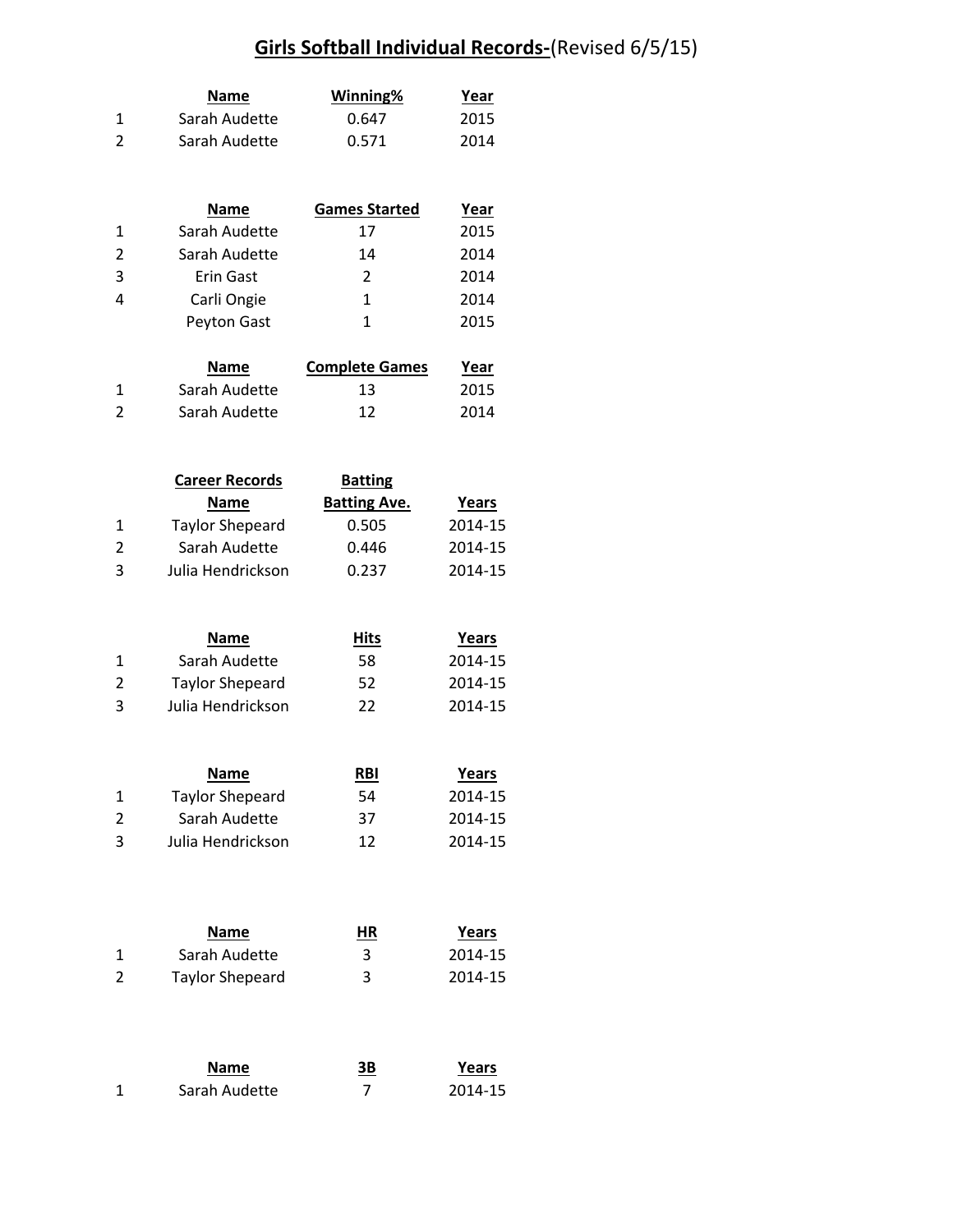# Girls Softball Individual Records-(Revised 6/5/15)

| | Name | Winning% | Year |
|---|---|---|---|
| 1 | Sarah Audette | 0.647 | 2015 |
| 2 | Sarah Audette | 0.571 | 2014 |

| | Name | Games Started | Year |
|---|---|---|---|
| 1 | Sarah Audette | 17 | 2015 |
| 2 | Sarah Audette | 14 | 2014 |
| 3 | Erin Gast | 2 | 2014 |
| 4 | Carli Ongie | 1 | 2014 |
| | Peyton Gast | 1 | 2015 |

| | Name | Complete Games | Year |
|---|---|---|---|
| 1 | Sarah Audette | 13 | 2015 |
| 2 | Sarah Audette | 12 | 2014 |

| | Career Records | Batting | |
|---|---|---|---|
| | Name | Batting Ave. | Years |
| 1 | Taylor Shepeard | 0.505 | 2014-15 |
| 2 | Sarah Audette | 0.446 | 2014-15 |
| 3 | Julia Hendrickson | 0.237 | 2014-15 |

| | Name | Hits | Years |
|---|---|---|---|
| 1 | Sarah Audette | 58 | 2014-15 |
| 2 | Taylor Shepeard | 52 | 2014-15 |
| 3 | Julia Hendrickson | 22 | 2014-15 |

| | Name | RBI | Years |
|---|---|---|---|
| 1 | Taylor Shepeard | 54 | 2014-15 |
| 2 | Sarah Audette | 37 | 2014-15 |
| 3 | Julia Hendrickson | 12 | 2014-15 |

| | Name | HR | Years |
|---|---|---|---|
| 1 | Sarah Audette | 3 | 2014-15 |
| 2 | Taylor Shepeard | 3 | 2014-15 |

| | Name | 3B | Years |
|---|---|---|---|
| 1 | Sarah Audette | 7 | 2014-15 |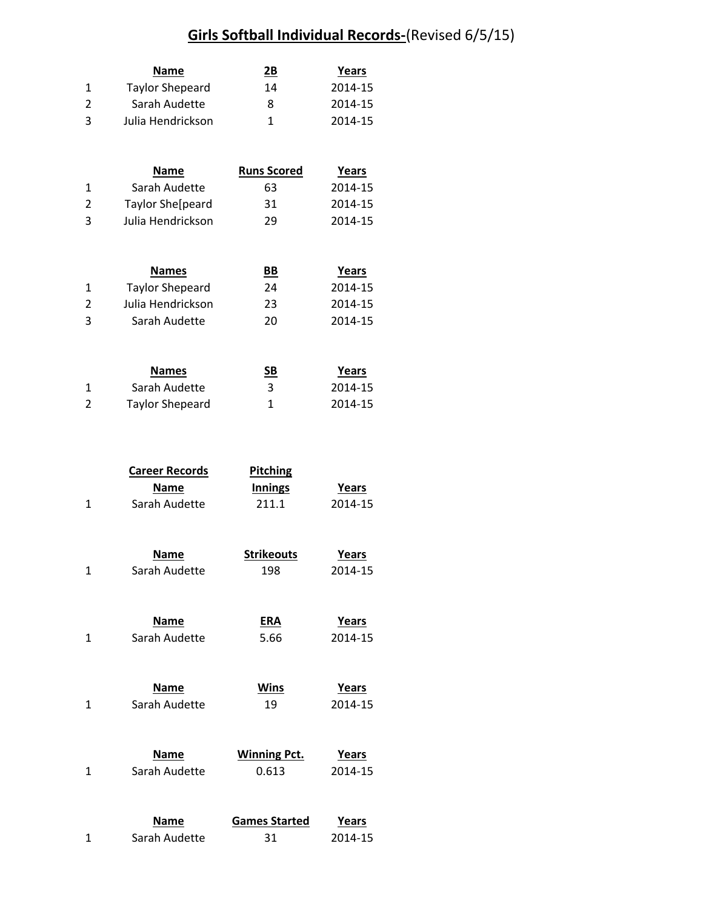# **Girls Softball Individual Records-**(Revised 6/5/15)

| | Name | 2B | Years |
|---|---|---|---|
| 1 | Taylor Shepeard | 14 | 2014-15 |
| 2 | Sarah Audette | 8 | 2014-15 |
| 3 | Julia Hendrickson | 1 | 2014-15 |

| | Name | Runs Scored | Years |
|---|---|---|---|
| 1 | Sarah Audette | 63 | 2014-15 |
| 2 | Taylor She[peard | 31 | 2014-15 |
| 3 | Julia Hendrickson | 29 | 2014-15 |

| | Names | BB | Years |
|---|---|---|---|
| 1 | Taylor Shepeard | 24 | 2014-15 |
| 2 | Julia Hendrickson | 23 | 2014-15 |
| 3 | Sarah Audette | 20 | 2014-15 |

| | Names | SB | Years |
|---|---|---|---|
| 1 | Sarah Audette | 3 | 2014-15 |
| 2 | Taylor Sheepard | 1 | 2014-15 |

| | Career Records | Pitching | |
|---|---|---|---|
| | Name | Innings | Years |
| 1 | Sarah Audette | 211.1 | 2014-15 |

| | Name | Strikeouts | Years |
|---|---|---|---|
| 1 | Sarah Audette | 198 | 2014-15 |

| | Name | ERA | Years |
|---|---|---|---|
| 1 | Sarah Audette | 5.66 | 2014-15 |

| | Name | Wins | Years |
|---|---|---|---|
| 1 | Sarah Audette | 19 | 2014-15 |

| | Name | Winning Pct. | Years |
|---|---|---|---|
| 1 | Sarah Audette | 0.613 | 2014-15 |

| | Name | Games Started | Years |
|---|---|---|---|
| 1 | Sarah Audette | 31 | 2014-15 |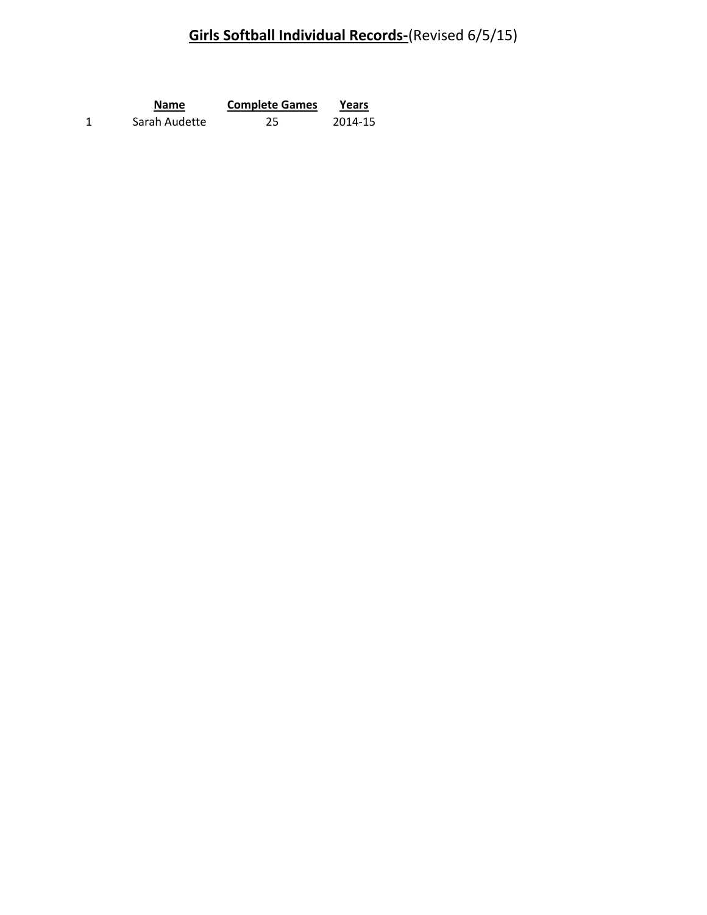# **Girls Softball Individual Records-**(Revised 6/5/15)

| | Name | Complete Games | Years |
|---|---|---|---|
| 1 | Sarah Audette | 25 | 2014-15 |